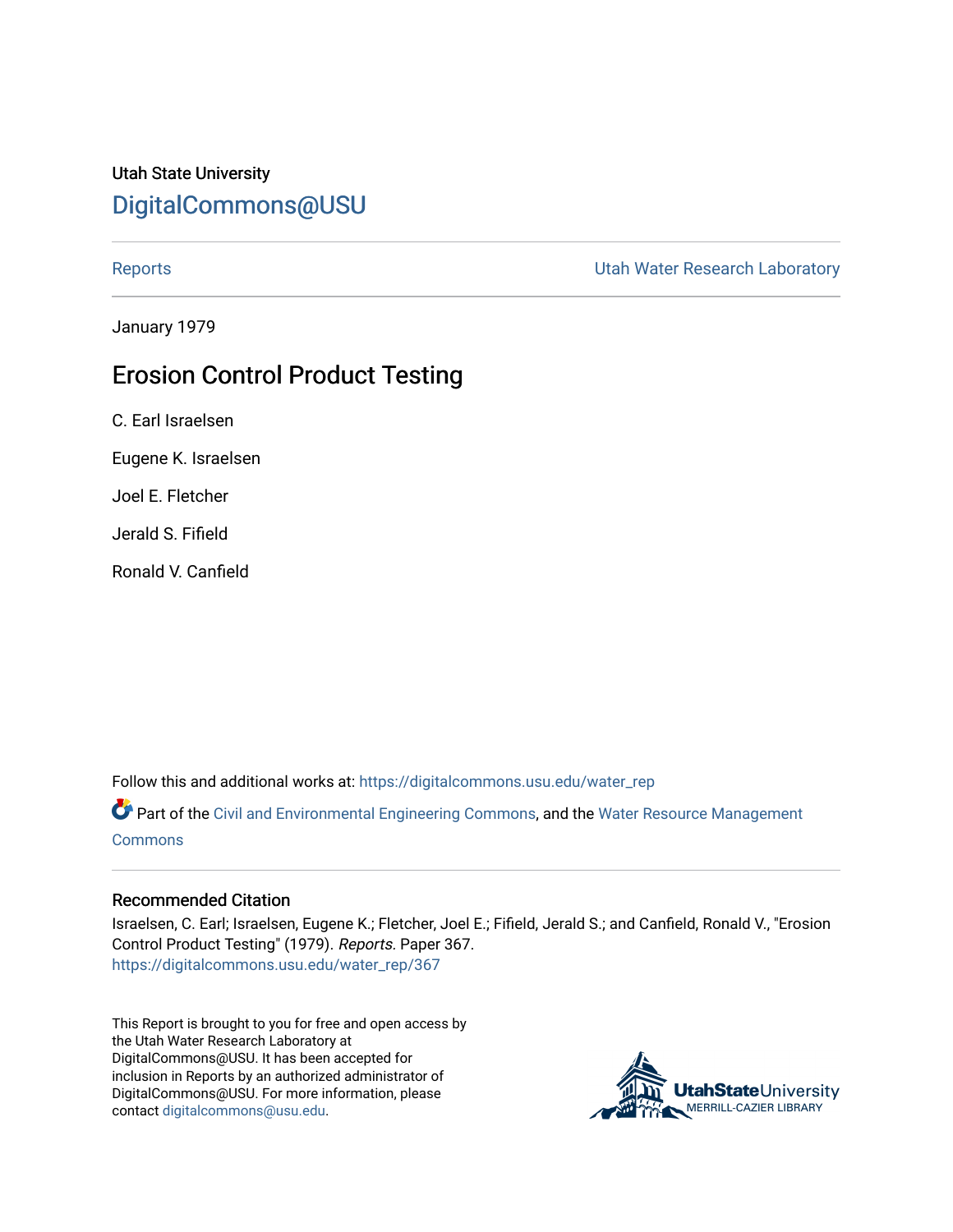Utah State University

# DigitalCommons@USU

Reports | Utah Water Research Laboratory

January 1979

## Erosion Control Product Testing

C. Earl Israelsen

Eugene K. Israelsen

Joel E. Fletcher

Jerald S. Fifield

Ronald V. Canfield

Follow this and additional works at: https://digitalcommons.usu.edu/water_rep

Part of the Civil and Environmental Engineering Commons, and the Water Resource Management Commons

### Recommended Citation

Israelsen, C. Earl; Israelsen, Eugene K.; Fletcher, Joel E.; Fifield, Jerald S.; and Canfield, Ronald V., "Erosion Control Product Testing" (1979). *Reports.* Paper 367.
https://digitalcommons.usu.edu/water_rep/367

This Report is brought to you for free and open access by the Utah Water Research Laboratory at DigitalCommons@USU. It has been accepted for inclusion in Reports by an authorized administrator of DigitalCommons@USU. For more information, please contact digitalcommons@usu.edu.

UtahStateUniversity MERRILL-CAZIER LIBRARY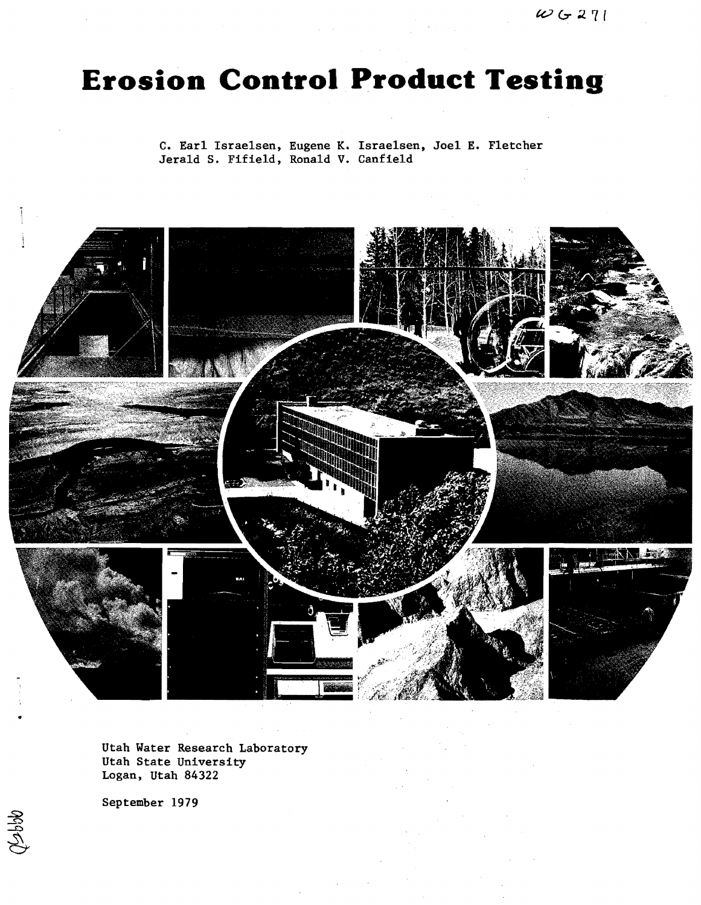# Erosion Control Product Testing

C. Earl Israelsen, Eugene K. Israelsen, Joel E. Fletcher
Jerald S. Fifield, Ronald V. Canfield

Utah Water Research Laboratory
Utah State University
Logan, Utah 84322

September 1979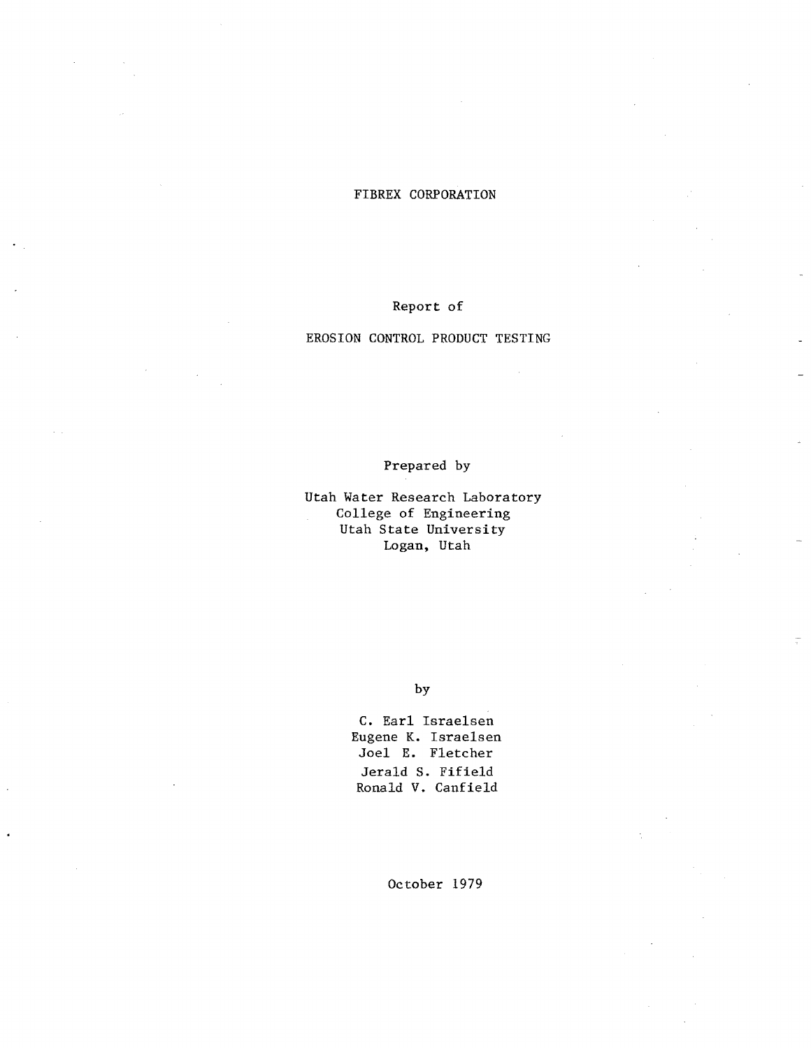FIBREX CORPORATION

Report of

EROSION CONTROL PRODUCT TESTING

Prepared by

Utah Water Research Laboratory
College of Engineering
Utah State University
Logan, Utah

by

C. Earl Israelsen
Eugene K. Israelsen
Joel E. Fletcher
Jerald S. Fifield
Ronald V. Canfield

October 1979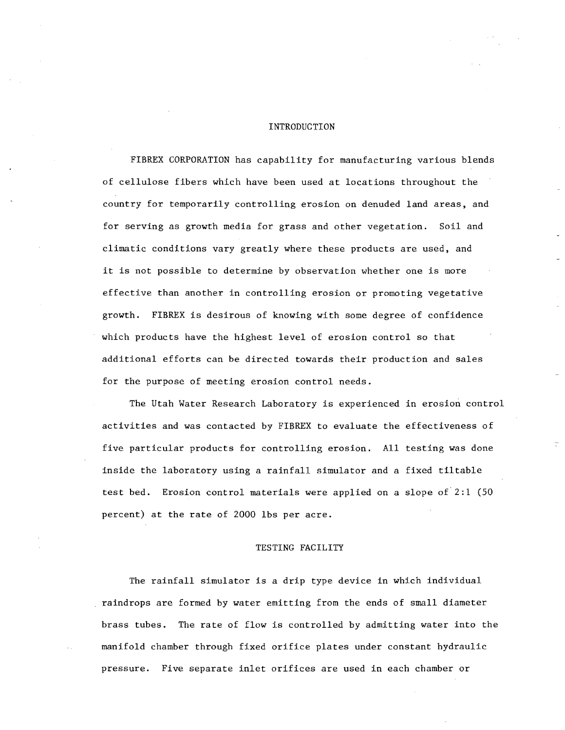## INTRODUCTION

FIBREX CORPORATION has capability for manufacturing various blends of cellulose fibers which have been used at locations throughout the country for temporarily controlling erosion on denuded land areas, and for serving as growth media for grass and other vegetation. Soil and climatic conditions vary greatly where these products are used, and it is not possible to determine by observation whether one is more effective than another in controlling erosion or promoting vegetative growth. FIBREX is desirous of knowing with some degree of confidence which products have the highest level of erosion control so that additional efforts can be directed towards their production and sales for the purpose of meeting erosion control needs.

The Utah Water Research Laboratory is experienced in erosion control activities and was contacted by FIBREX to evaluate the effectiveness of five particular products for controlling erosion. All testing was done inside the laboratory using a rainfall simulator and a fixed tiltable test bed. Erosion control materials were applied on a slope of 2:1 (50 percent) at the rate of 2000 lbs per acre.

## TESTING FACILITY

The rainfall simulator is a drip type device in which individual raindrops are formed by water emitting from the ends of small diameter brass tubes. The rate of flow is controlled by admitting water into the manifold chamber through fixed orifice plates under constant hydraulic pressure. Five separate inlet orifices are used in each chamber or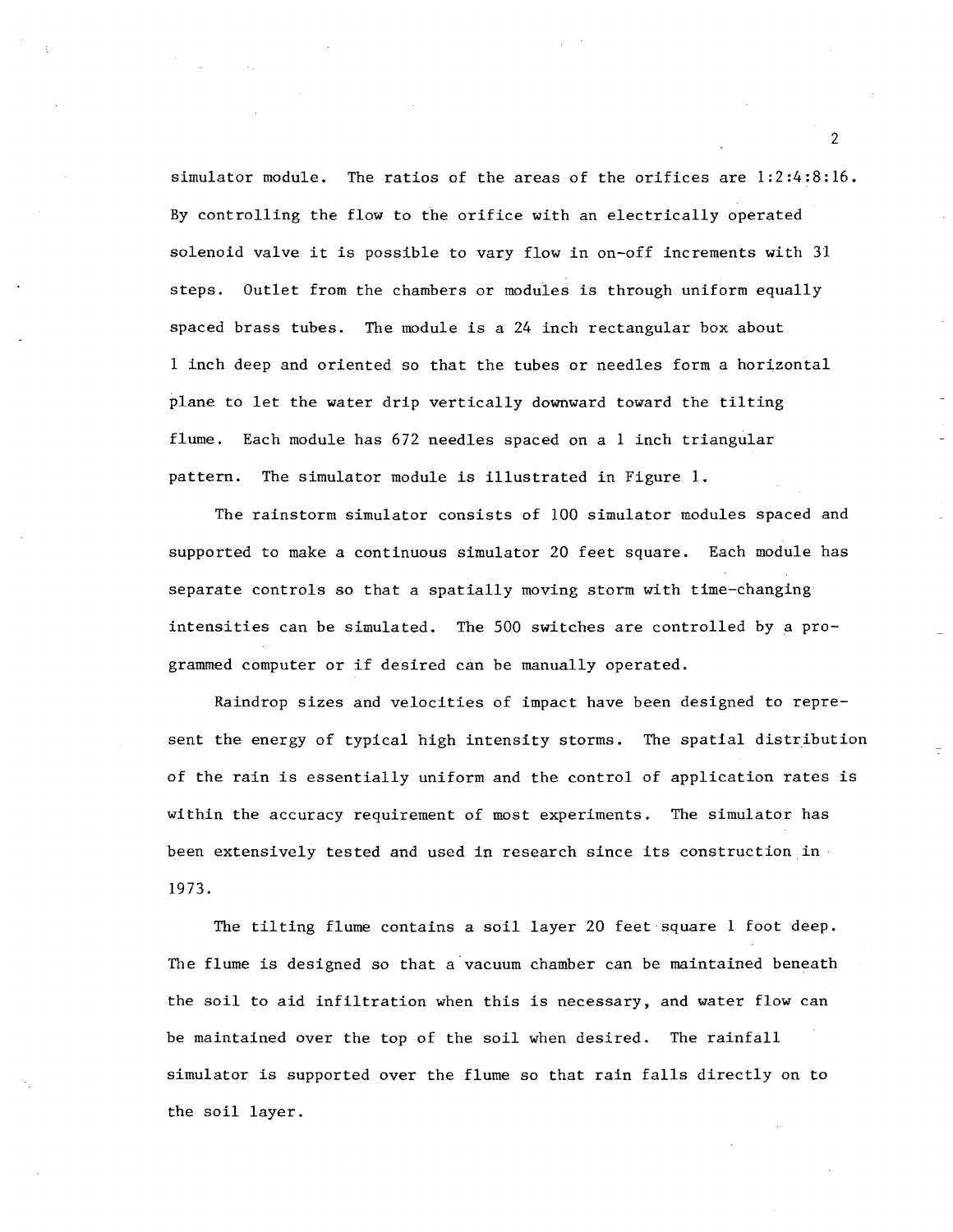simulator module. The ratios of the areas of the orifices are 1:2:4:8:16. By controlling the flow to the orifice with an electrically operated solenoid valve it is possible to vary flow in on-off increments with 31 steps. Outlet from the chambers or modules is through uniform equally spaced brass tubes. The module is a 24 inch rectangular box about 1 inch deep and oriented so that the tubes or needles form a horizontal plane to let the water drip vertically downward toward the tilting flume. Each module has 672 needles spaced on a 1 inch triangular pattern. The simulator module is illustrated in Figure 1.

The rainstorm simulator consists of 100 simulator modules spaced and supported to make a continuous simulator 20 feet square. Each module has separate controls so that a spatially moving storm with time-changing intensities can be simulated. The 500 switches are controlled by a programmed computer or if desired can be manually operated.

Raindrop sizes and velocities of impact have been designed to represent the energy of typical high intensity storms. The spatial distribution of the rain is essentially uniform and the control of application rates is within the accuracy requirement of most experiments. The simulator has been extensively tested and used in research since its construction in 1973.

The tilting flume contains a soil layer 20 feet square 1 foot deep. The flume is designed so that a vacuum chamber can be maintained beneath the soil to aid infiltration when this is necessary, and water flow can be maintained over the top of the soil when desired. The rainfall simulator is supported over the flume so that rain falls directly on to the soil layer.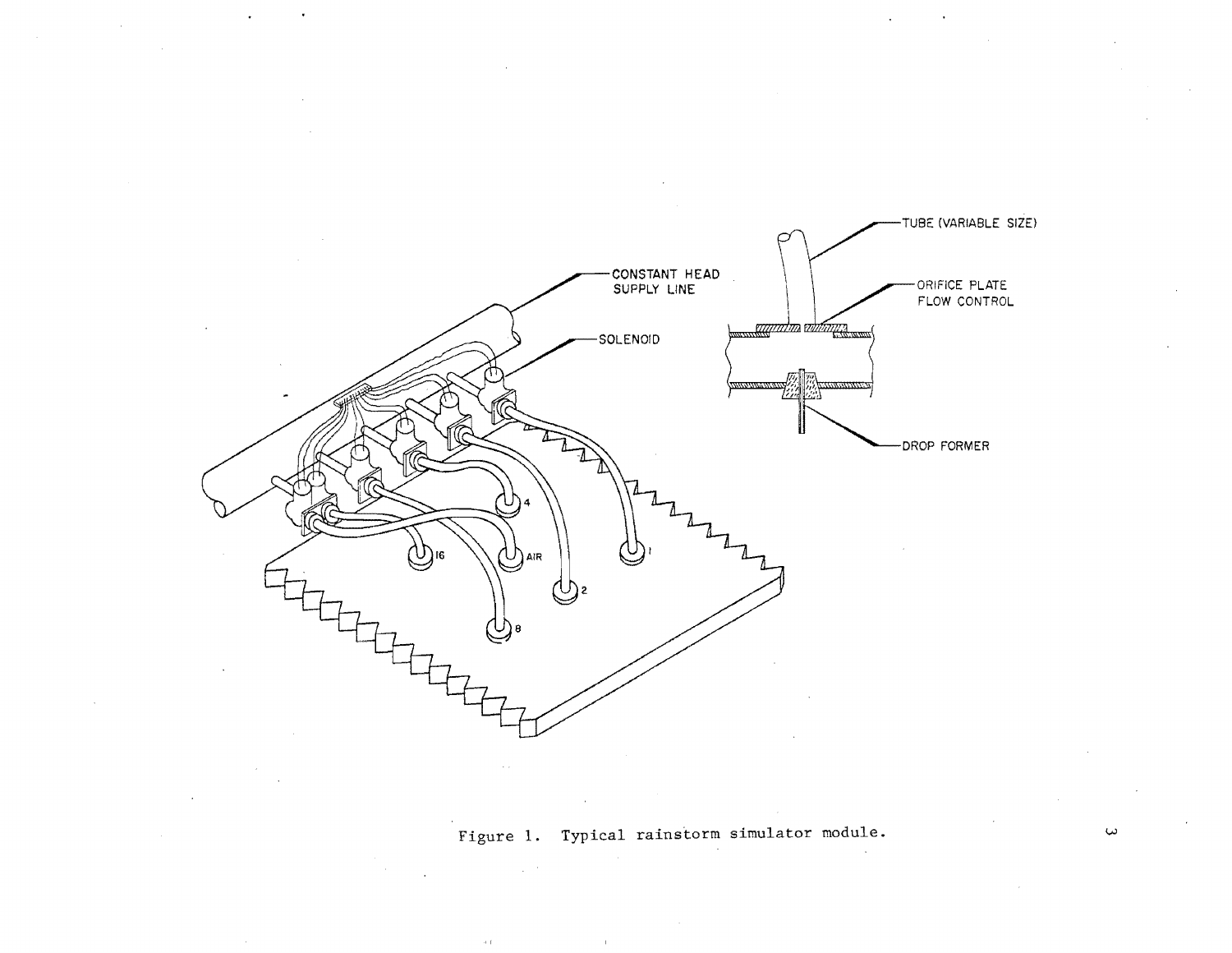Figure 1. Typical rainstorm simulator module.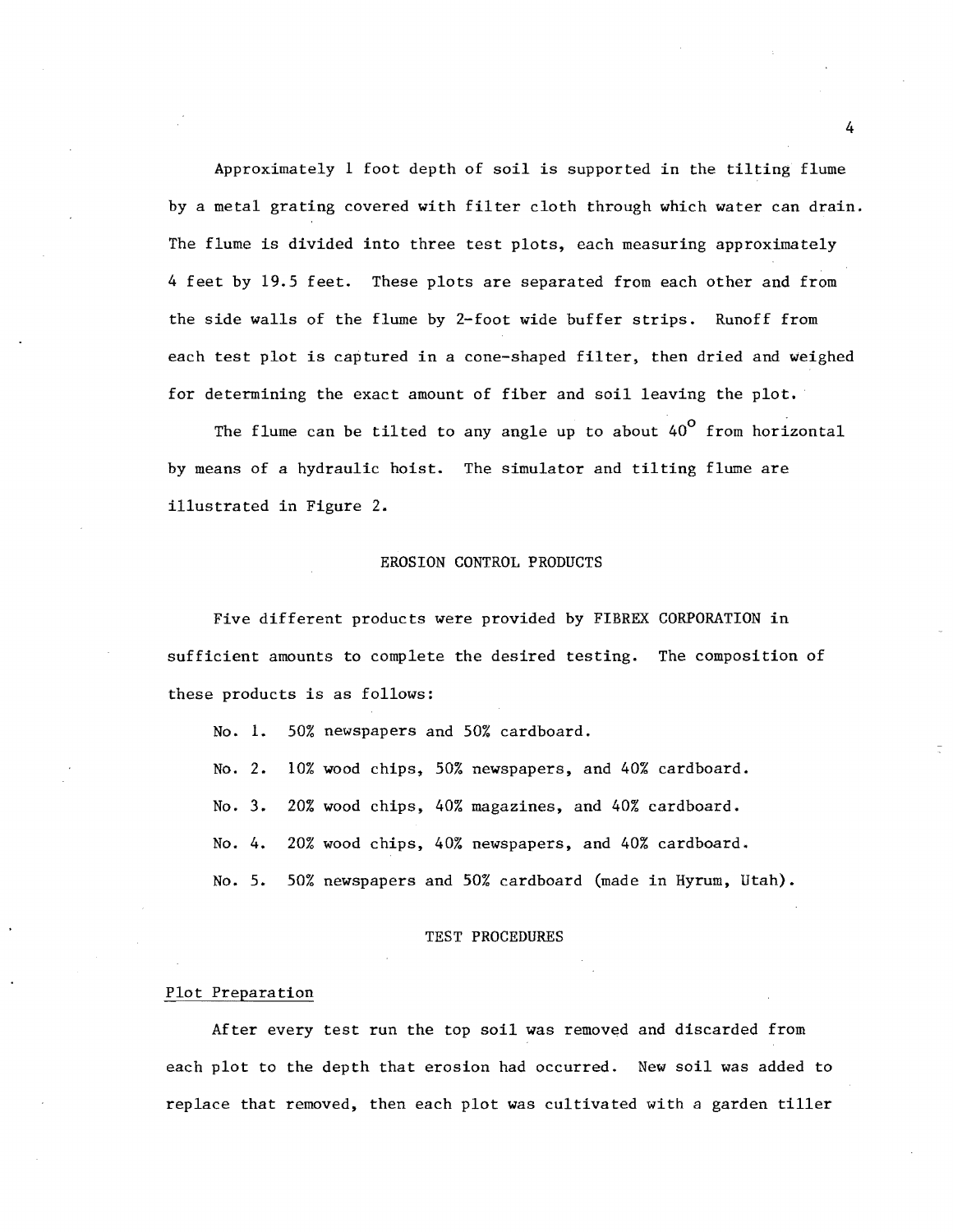Approximately 1 foot depth of soil is supported in the tilting flume by a metal grating covered with filter cloth through which water can drain. The flume is divided into three test plots, each measuring approximately 4 feet by 19.5 feet. These plots are separated from each other and from the side walls of the flume by 2-foot wide buffer strips. Runoff from each test plot is captured in a cone-shaped filter, then dried and weighed for determining the exact amount of fiber and soil leaving the plot.

The flume can be tilted to any angle up to about $40^{\circ}$ from horizontal by means of a hydraulic hoist. The simulator and tilting flume are illustrated in Figure 2.

## EROSION CONTROL PRODUCTS

Five different products were provided by FIBREX CORPORATION in sufficient amounts to complete the desired testing. The composition of these products is as follows:

No. 1. 50% newspapers and 50% cardboard.

No. 2. 10% wood chips, 50% newspapers, and 40% cardboard.

No. 3. 20% wood chips, 40% magazines, and 40% cardboard.

No. 4. 20% wood chips, 40% newspapers, and 40% cardboard.

No. 5. 50% newspapers and 50% cardboard (made in Hyrum, Utah).

## TEST PROCEDURES

### Plot Preparation

After every test run the top soil was removed and discarded from each plot to the depth that erosion had occurred. New soil was added to replace that removed, then each plot was cultivated with a garden tiller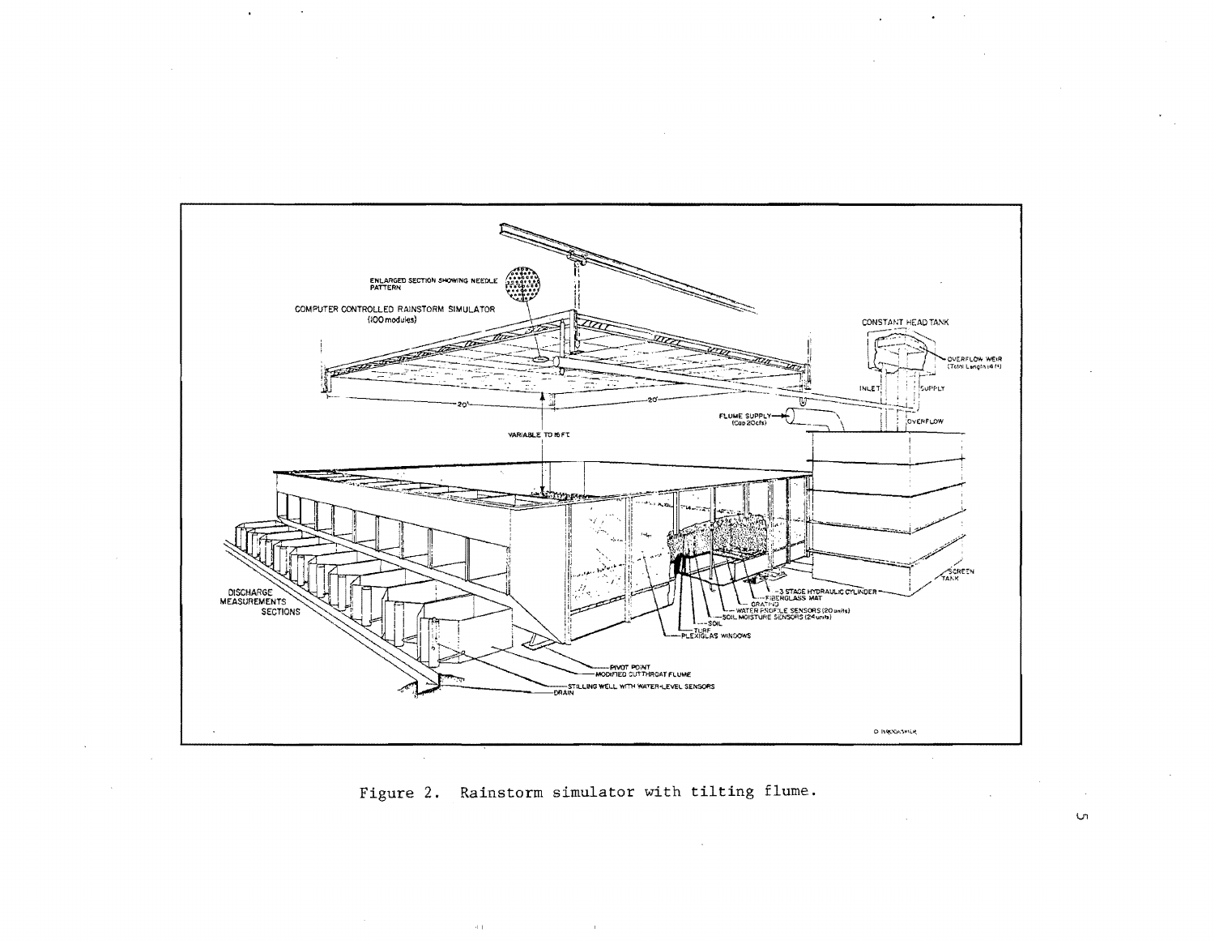COMPUTER CONTROLLED RAINSTORM SIMULATOR
(100 modules)

ENLARGED SECTION SHOWING NEEDLE PATTERN

20'

20'

VARIABLE TO 16 FT

CONSTANT HEAD TANK

OVERFLOW WEIR
(Total Length ±4 ft)

INLET

SUPPLY

FLUME SUPPLY
(Cap 20cfs)

OVERFLOW

SCREEN TANK

DISCHARGE MEASUREMENTS SECTIONS

3 STAGE HYDRAULIC CYLINDER

FIBERGLASS MAT

GRATING

WATER PROFILE SENSORS (20 units)

SOIL MOISTURE SENSORS (24 units)

SOIL

TURF

PLEXIGLAS WINDOWS

PIVOT POINT

MODIFIED CUTTHROAT FLUME

STILLING WELL WITH WATER-LEVEL SENSORS

DRAIN

Figure 2. Rainstorm simulator with tilting flume.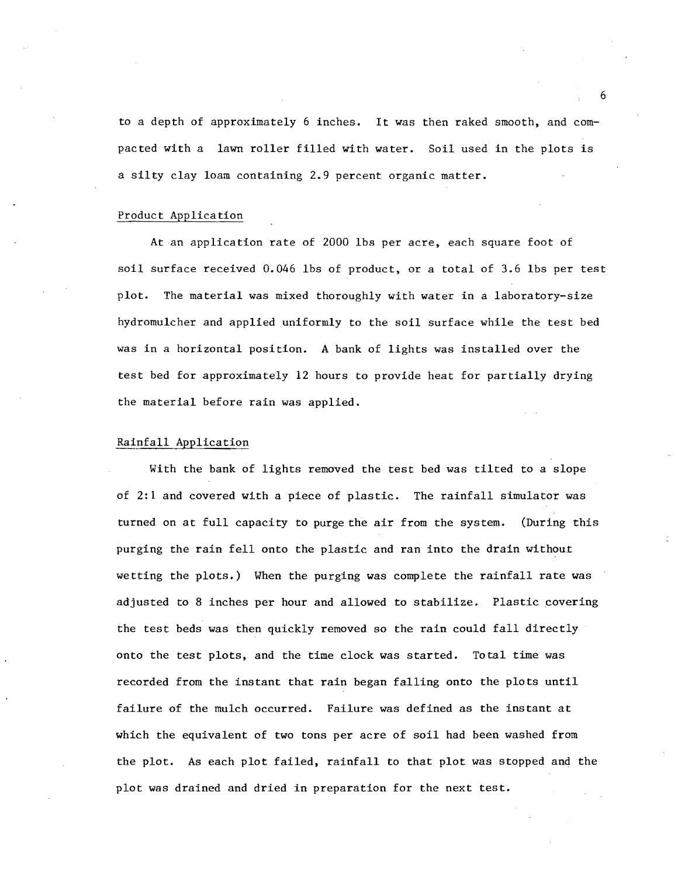to a depth of approximately 6 inches. It was then raked smooth, and compacted with a lawn roller filled with water. Soil used in the plots is a silty clay loam containing 2.9 percent organic matter.

## Product Application

At an application rate of 2000 lbs per acre, each square foot of soil surface received 0.046 lbs of product, or a total of 3.6 lbs per test plot. The material was mixed thoroughly with water in a laboratory-size hydromulcher and applied uniformly to the soil surface while the test bed was in a horizontal position. A bank of lights was installed over the test bed for approximately 12 hours to provide heat for partially drying the material before rain was applied.

## Rainfall Application

With the bank of lights removed the test bed was tilted to a slope of 2:1 and covered with a piece of plastic. The rainfall simulator was turned on at full capacity to purge the air from the system. (During this purging the rain fell onto the plastic and ran into the drain without wetting the plots.) When the purging was complete the rainfall rate was adjusted to 8 inches per hour and allowed to stabilize. Plastic covering the test beds was then quickly removed so the rain could fall directly onto the test plots, and the time clock was started. Total time was recorded from the instant that rain began falling onto the plots until failure of the mulch occurred. Failure was defined as the instant at which the equivalent of two tons per acre of soil had been washed from the plot. As each plot failed, rainfall to that plot was stopped and the plot was drained and dried in preparation for the next test.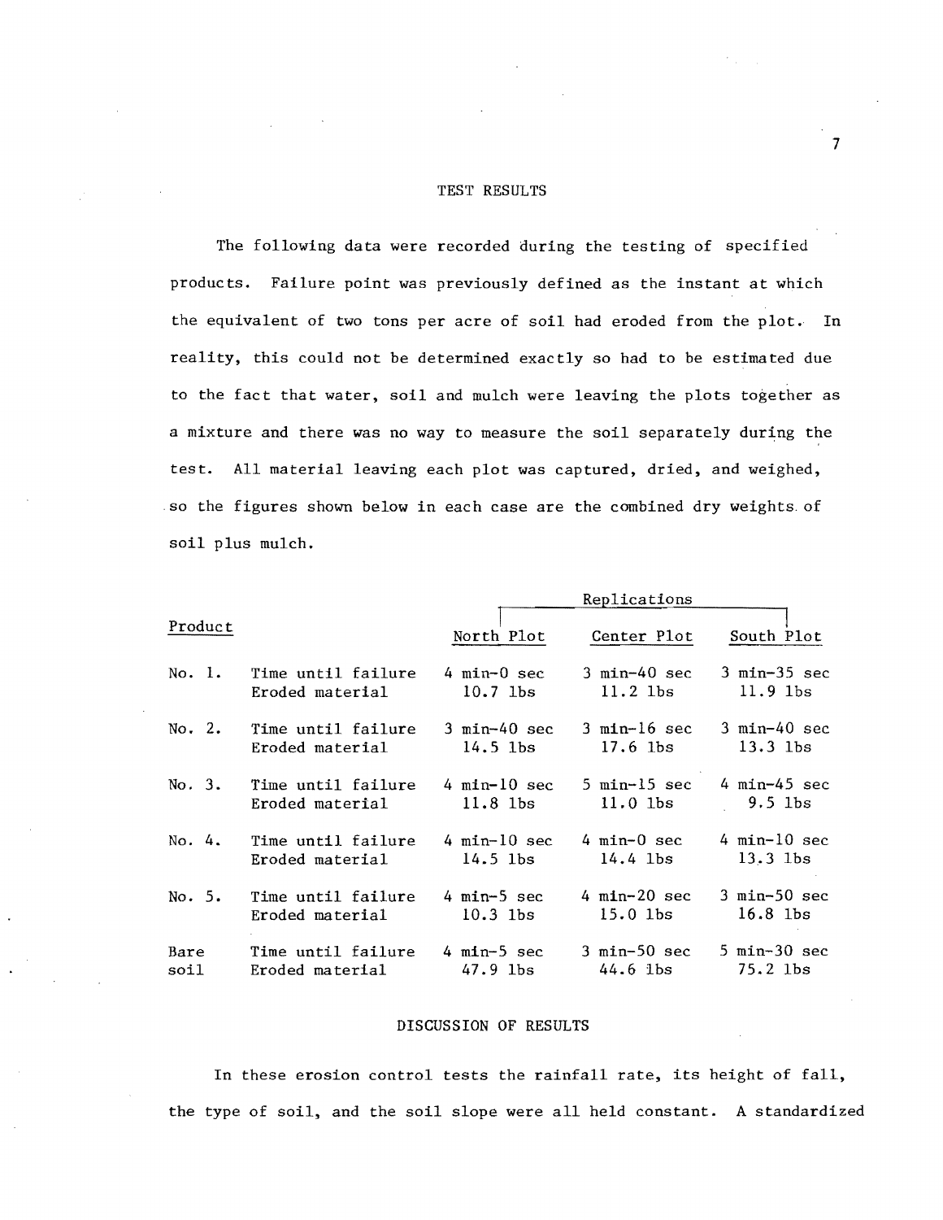## TEST RESULTS

The following data were recorded during the testing of specified products. Failure point was previously defined as the instant at which the equivalent of two tons per acre of soil had eroded from the plot. In reality, this could not be determined exactly so had to be estimated due to the fact that water, soil and mulch were leaving the plots together as a mixture and there was no way to measure the soil separately during the test. All material leaving each plot was captured, dried, and weighed, so the figures shown below in each case are the combined dry weights of soil plus mulch.

| | | Replications | | |
|---|---|---|---|---|
| Product | | North Plot | Center Plot | South Plot |
| No. 1. | Time until failure | 4 min-0 sec | 3 min-40 sec | 3 min-35 sec |
| | Eroded material | 10.7 lbs | 11.2 lbs | 11.9 lbs |
| No. 2. | Time until failure | 3 min-40 sec | 3 min-16 sec | 3 min-40 sec |
| | Eroded material | 14.5 lbs | 17.6 lbs | 13.3 lbs |
| No. 3. | Time until failure | 4 min-10 sec | 5 min-15 sec | 4 min-45 sec |
| | Eroded material | 11.8 lbs | 11.0 lbs | 9.5 lbs |
| No. 4. | Time until failure | 4 min-10 sec | 4 min-0 sec | 4 min-10 sec |
| | Eroded material | 14.5 lbs | 14.4 lbs | 13.3 lbs |
| No. 5. | Time until failure | 4 min-5 sec | 4 min-20 sec | 3 min-50 sec |
| | Eroded material | 10.3 lbs | 15.0 lbs | 16.8 lbs |
| Bare soil | Time until failure | 4 min-5 sec | 3 min-50 sec | 5 min-30 sec |
| | Eroded material | 47.9 lbs | 44.6 lbs | 75.2 lbs |

## DISCUSSION OF RESULTS

In these erosion control tests the rainfall rate, its height of fall, the type of soil, and the soil slope were all held constant. A standardized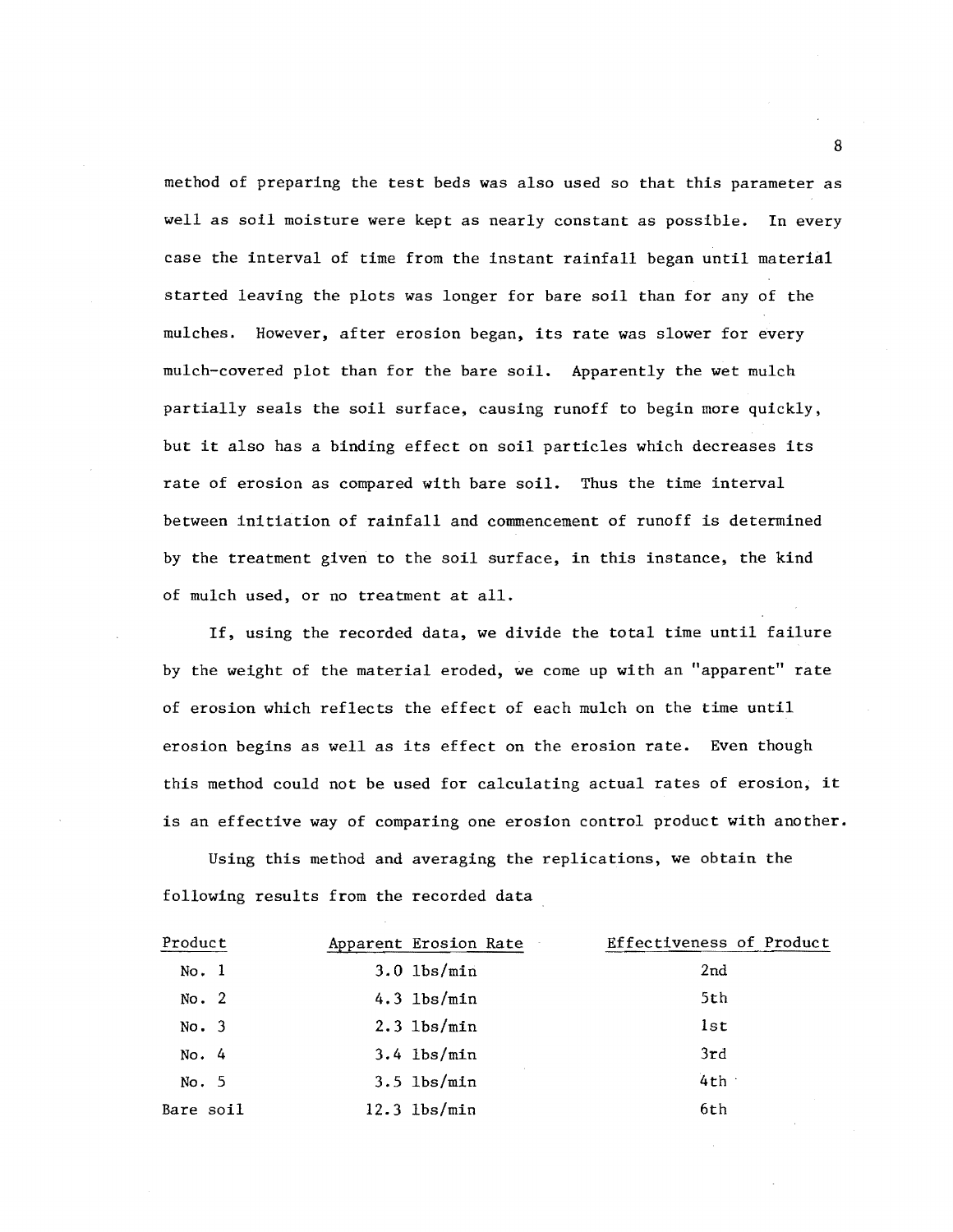method of preparing the test beds was also used so that this parameter as well as soil moisture were kept as nearly constant as possible. In every case the interval of time from the instant rainfall began until material started leaving the plots was longer for bare soil than for any of the mulches. However, after erosion began, its rate was slower for every mulch-covered plot than for the bare soil. Apparently the wet mulch partially seals the soil surface, causing runoff to begin more quickly, but it also has a binding effect on soil particles which decreases its rate of erosion as compared with bare soil. Thus the time interval between initiation of rainfall and commencement of runoff is determined by the treatment given to the soil surface, in this instance, the kind of mulch used, or no treatment at all.

If, using the recorded data, we divide the total time until failure by the weight of the material eroded, we come up with an "apparent" rate of erosion which reflects the effect of each mulch on the time until erosion begins as well as its effect on the erosion rate. Even though this method could not be used for calculating actual rates of erosion, it is an effective way of comparing one erosion control product with another.

Using this method and averaging the replications, we obtain the following results from the recorded data

| Product | Apparent Erosion Rate | Effectiveness of Product |
|---|---|---|
| No. 1 | 3.0 lbs/min | 2nd |
| No. 2 | 4.3 lbs/min | 5th |
| No. 3 | 2.3 lbs/min | 1st |
| No. 4 | 3.4 lbs/min | 3rd |
| No. 5 | 3.5 lbs/min | 4th |
| Bare soil | 12.3 lbs/min | 6th |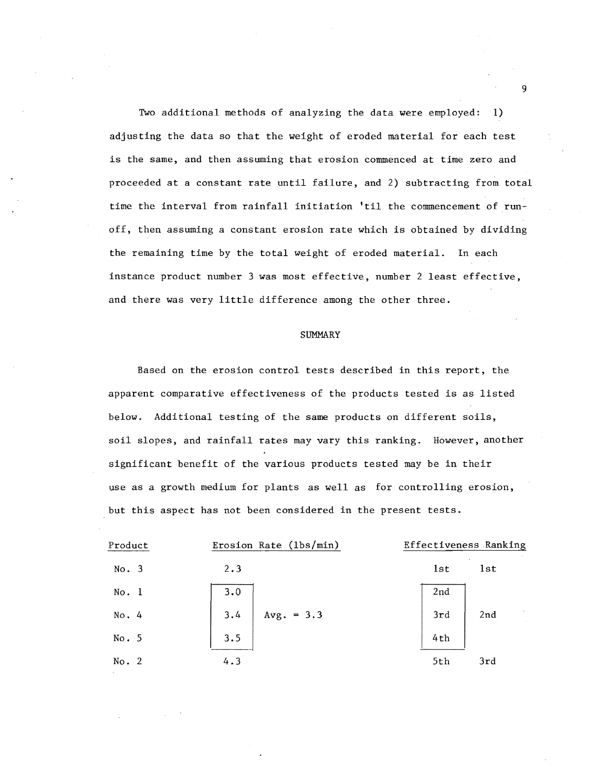Two additional methods of analyzing the data were employed: 1) adjusting the data so that the weight of eroded material for each test is the same, and then assuming that erosion commenced at time zero and proceeded at a constant rate until failure, and 2) subtracting from total time the interval from rainfall initiation 'til the commencement of run-off, then assuming a constant erosion rate which is obtained by dividing the remaining time by the total weight of eroded material. In each instance product number 3 was most effective, number 2 least effective, and there was very little difference among the other three.

## SUMMARY

Based on the erosion control tests described in this report, the apparent comparative effectiveness of the products tested is as listed below. Additional testing of the same products on different soils, soil slopes, and rainfall rates may vary this ranking. However, another significant benefit of the various products tested may be in their use as a growth medium for plants as well as for controlling erosion, but this aspect has not been considered in the present tests.

| Product | Erosion Rate (lbs/min) | | Effectiveness Ranking | |
|---|---|---|---|---|
| No. 3 | 2.3 | | 1st | 1st |
| No. 1 | 3.0 | Avg. = 3.3 | 2nd | 2nd |
| No. 4 | 3.4 | | 3rd | |
| No. 5 | 3.5 | | 4th | |
| No. 2 | 4.3 | | 5th | 3rd |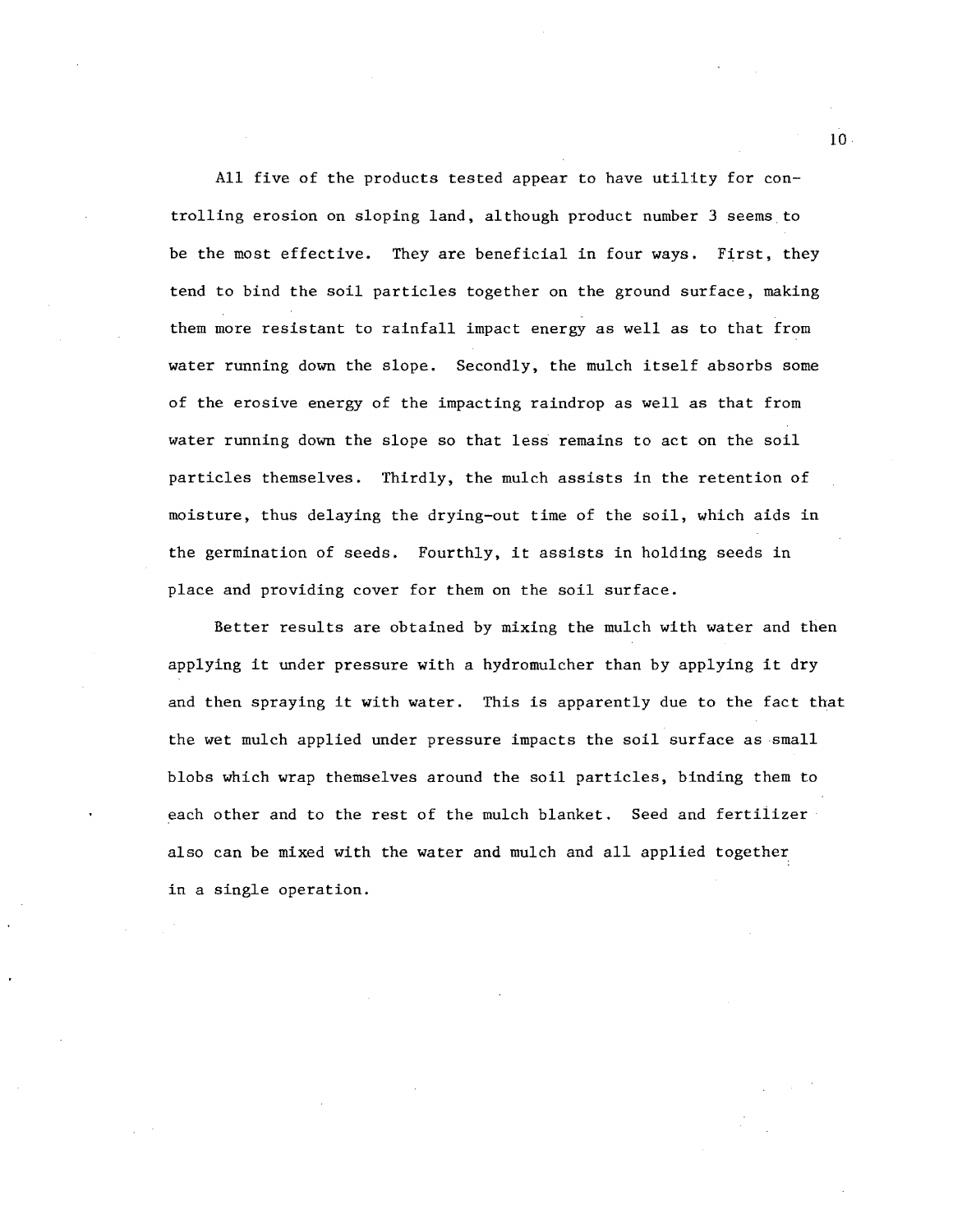All five of the products tested appear to have utility for controlling erosion on sloping land, although product number 3 seems to be the most effective. They are beneficial in four ways. First, they tend to bind the soil particles together on the ground surface, making them more resistant to rainfall impact energy as well as to that from water running down the slope. Secondly, the mulch itself absorbs some of the erosive energy of the impacting raindrop as well as that from water running down the slope so that less remains to act on the soil particles themselves. Thirdly, the mulch assists in the retention of moisture, thus delaying the drying-out time of the soil, which aids in the germination of seeds. Fourthly, it assists in holding seeds in place and providing cover for them on the soil surface.

Better results are obtained by mixing the mulch with water and then applying it under pressure with a hydromulcher than by applying it dry and then spraying it with water. This is apparently due to the fact that the wet mulch applied under pressure impacts the soil surface as small blobs which wrap themselves around the soil particles, binding them to each other and to the rest of the mulch blanket. Seed and fertilizer also can be mixed with the water and mulch and all applied together in a single operation.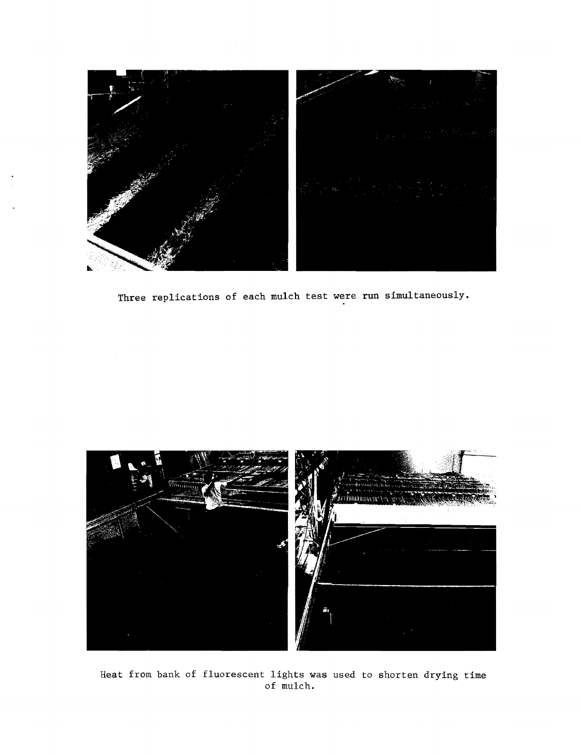Three replications of each mulch test were run simultaneously.

Heat from bank of fluorescent lights was used to shorten drying time of mulch.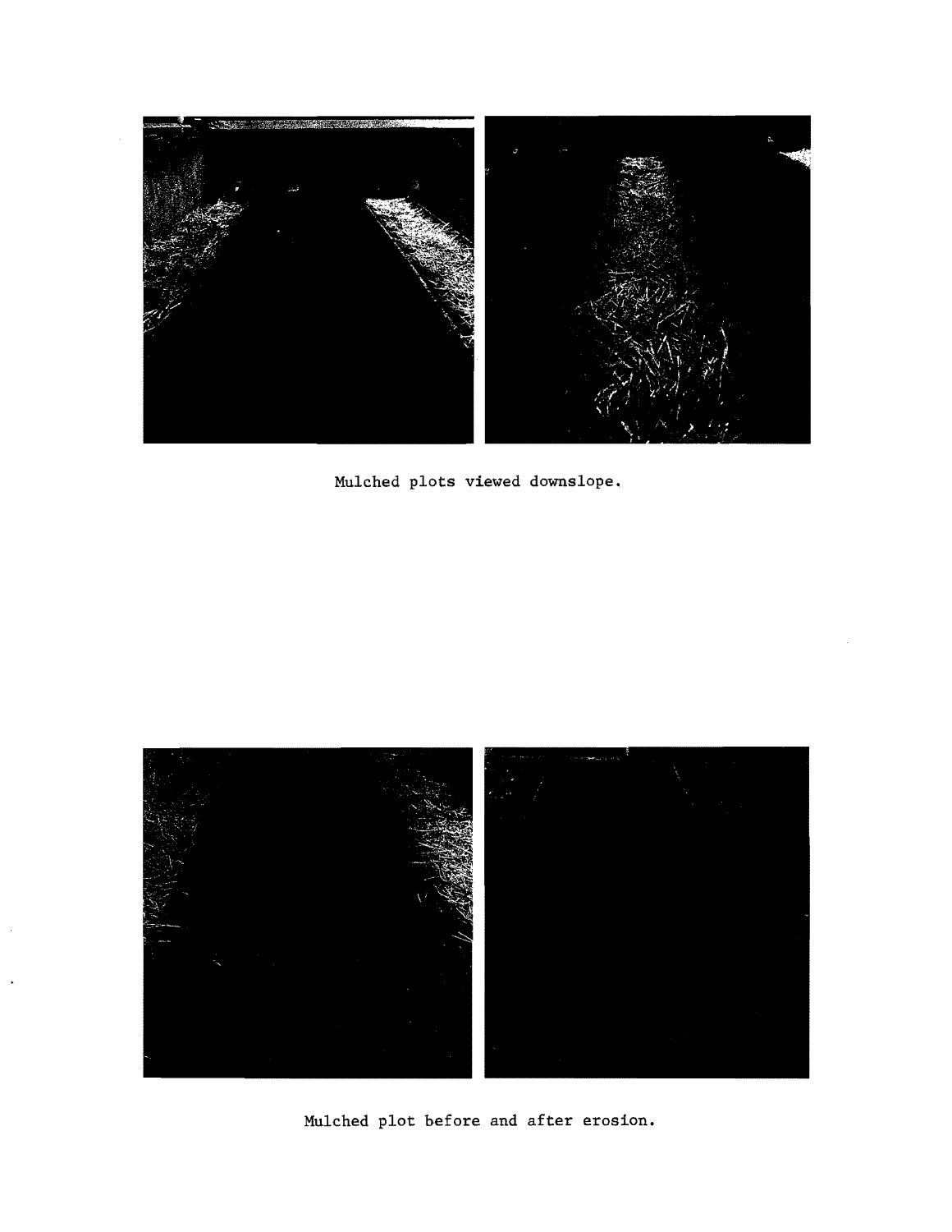Mulched plots viewed downslope.

Mulched plot before and after erosion.